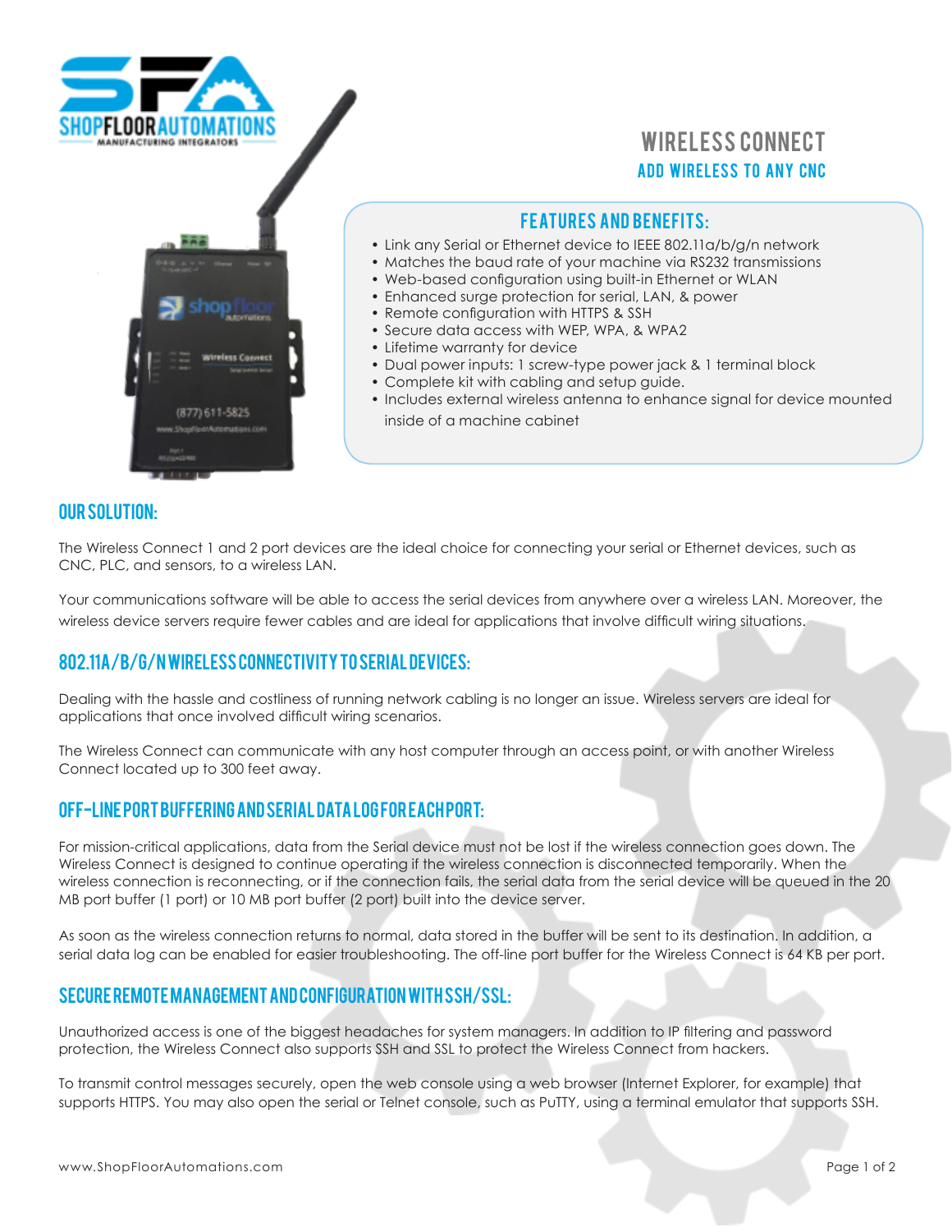# WIRELESS CONNECT

## ADD WIRELESS TO ANY CNC

### FEATURES AND BENEFITS:

- Link any Serial or Ethernet device to IEEE 802.11a/b/g/n network
- Matches the baud rate of your machine via RS232 transmissions
- Web-based configuration using built-in Ethernet or WLAN
- Enhanced surge protection for serial, LAN, & power
- Remote configuration with HTTPS & SSH
- Secure data access with WEP, WPA, & WPA2
- Lifetime warranty for device
- Dual power inputs: 1 screw-type power jack & 1 terminal block
- Complete kit with cabling and setup guide.
- Includes external wireless antenna to enhance signal for device mounted inside of a machine cabinet

## OUR SOLUTION:

The Wireless Connect 1 and 2 port devices are the ideal choice for connecting your serial or Ethernet devices, such as CNC, PLC, and sensors, to a wireless LAN.

Your communications software will be able to access the serial devices from anywhere over a wireless LAN. Moreover, the wireless device servers require fewer cables and are ideal for applications that involve difficult wiring situations.

## 802.11A/B/G/N WIRELESS CONNECTIVITY TO SERIAL DEVICES:

Dealing with the hassle and costliness of running network cabling is no longer an issue. Wireless servers are ideal for applications that once involved difficult wiring scenarios.

The Wireless Connect can communicate with any host computer through an access point, or with another Wireless Connect located up to 300 feet away.

## OFF-LINE PORT BUFFERING AND SERIAL DATA LOG FOR EACH PORT:

For mission-critical applications, data from the Serial device must not be lost if the wireless connection goes down. The Wireless Connect is designed to continue operating if the wireless connection is disconnected temporarily. When the wireless connection is reconnecting, or if the connection fails, the serial data from the serial device will be queued in the 20 MB port buffer (1 port) or 10 MB port buffer (2 port) built into the device server.

As soon as the wireless connection returns to normal, data stored in the buffer will be sent to its destination. In addition, a serial data log can be enabled for easier troubleshooting. The off-line port buffer for the Wireless Connect is 64 KB per port.

## SECURE REMOTE MANAGEMENT AND CONFIGURATION WITH SSH/SSL:

Unauthorized access is one of the biggest headaches for system managers. In addition to IP filtering and password protection, the Wireless Connect also supports SSH and SSL to protect the Wireless Connect from hackers.

To transmit control messages securely, open the web console using a web browser (Internet Explorer, for example) that supports HTTPS. You may also open the serial or Telnet console, such as PuTTY, using a terminal emulator that supports SSH.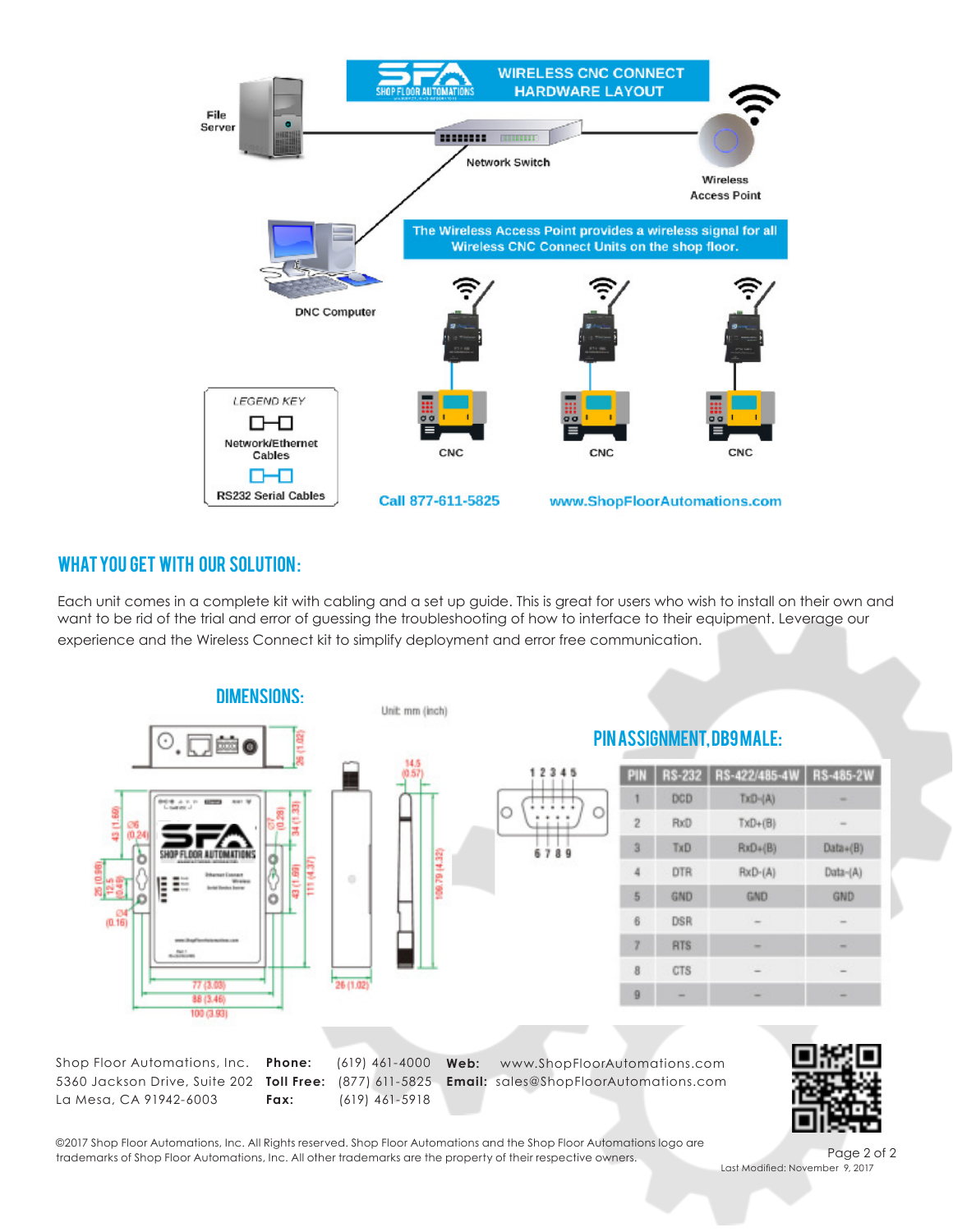WIRELESS CNC CONNECT HARDWARE LAYOUT

File Server

Network Switch

Wireless Access Point

DNC Computer

The Wireless Access Point provides a wireless signal for all Wireless CNC Connect Units on the shop floor.

CNC

CNC

CNC

LEGEND KEY

Network/Ethernet Cables

RS232 Serial Cables

Call 877-611-5825

www.ShopFloorAutomations.com

## WHAT YOU GET WITH OUR SOLUTION:

Each unit comes in a complete kit with cabling and a set up guide. This is great for users who wish to install on their own and want to be rid of the trial and error of guessing the troubleshooting of how to interface to their equipment. Leverage our experience and the Wireless Connect kit to simplify deployment and error free communication.

## DIMENSIONS:

Unit: mm (inch)

26 (1.02)

43 (1.69)

Ø6 (0.24)

25 (0.98)

12.5 (0.49)

Ø4 (0.16)

Ø7 (0.28)

34 (1.33)

43 (1.69)

111 (4.37)

77 (3.03)

88 (3.46)

100 (3.93)

26 (1.02)

14.5 (0.57)

109.79 (4.32)

## PIN ASSIGNMENT, DB9 MALE:

1 2 3 4 5

6 7 8 9

| PIN | RS-232 | RS-422/485-4W | RS-485-2W |
|---|---|---|---|
| 1 | DCD | TxD-(A) | – |
| 2 | RxD | TxD+(B) | – |
| 3 | TxD | RxD+(B) | Data+(B) |
| 4 | DTR | RxD-(A) | Data-(A) |
| 5 | GND | GND | GND |
| 6 | DSR | – | – |
| 7 | RTS | – | – |
| 8 | CTS | – | – |
| 9 | – | – | – |

Shop Floor Automations, Inc.
5360 Jackson Drive, Suite 202
La Mesa, CA 91942-6003

**Phone:** (619) 461-4000
**Toll Free:** (877) 611-5825
**Fax:** (619) 461-5918

**Web:** www.ShopFloorAutomations.com
**Email:** sales@ShopFloorAutomations.com

©2017 Shop Floor Automations, Inc. All Rights reserved. Shop Floor Automations and the Shop Floor Automations logo are trademarks of Shop Floor Automations, Inc. All other trademarks are the property of their respective owners.

Last Modified: November 9, 2017